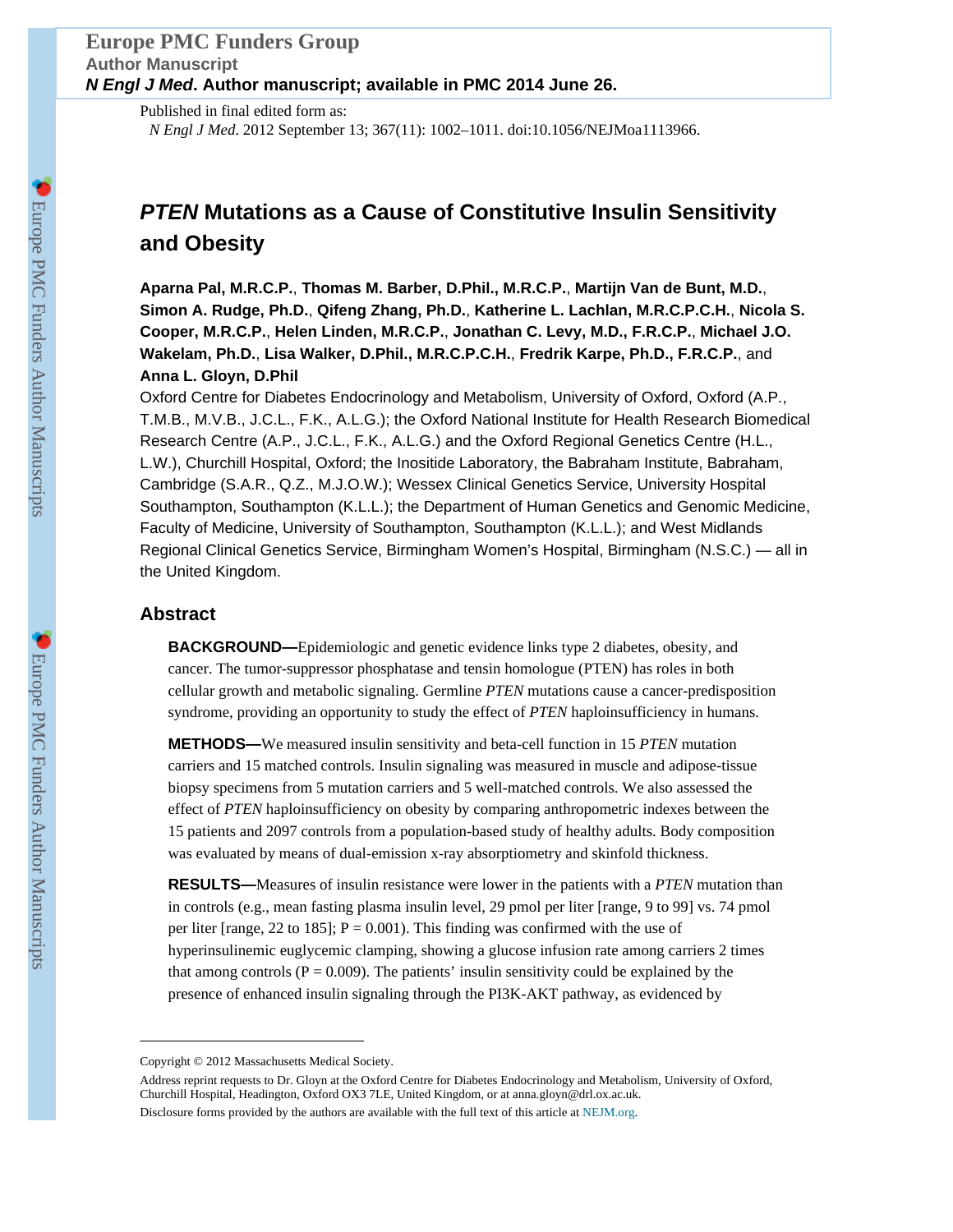Published in final edited form as:

*N Engl J Med*. 2012 September 13; 367(11): 1002–1011. doi:10.1056/NEJMoa1113966.

# *PTEN* Mutations as a Cause of Constitutive Insulin Sensitivity and Obesity

**Aparna Pal, M.R.C.P.**, **Thomas M. Barber, D.Phil., M.R.C.P.**, **Martijn Van de Bunt, M.D.**, **Simon A. Rudge, Ph.D.**, **Qifeng Zhang, Ph.D.**, **Katherine L. Lachlan, M.R.C.P.C.H.**, **Nicola S. Cooper, M.R.C.P.**, **Helen Linden, M.R.C.P.**, **Jonathan C. Levy, M.D., F.R.C.P.**, **Michael J.O. Wakelam, Ph.D.**, **Lisa Walker, D.Phil., M.R.C.P.C.H.**, **Fredrik Karpe, Ph.D., F.R.C.P.**, and **Anna L. Gloyn, D.Phil**

Oxford Centre for Diabetes Endocrinology and Metabolism, University of Oxford, Oxford (A.P., T.M.B., M.V.B., J.C.L., F.K., A.L.G.); the Oxford National Institute for Health Research Biomedical Research Centre (A.P., J.C.L., F.K., A.L.G.) and the Oxford Regional Genetics Centre (H.L., L.W.), Churchill Hospital, Oxford; the Inositide Laboratory, the Babraham Institute, Babraham, Cambridge (S.A.R., Q.Z., M.J.O.W.); Wessex Clinical Genetics Service, University Hospital Southampton, Southampton (K.L.L.); the Department of Human Genetics and Genomic Medicine, Faculty of Medicine, University of Southampton, Southampton (K.L.L.); and West Midlands Regional Clinical Genetics Service, Birmingham Women's Hospital, Birmingham (N.S.C.) — all in the United Kingdom.

## Abstract

**BACKGROUND—**Epidemiologic and genetic evidence links type 2 diabetes, obesity, and cancer. The tumor-suppressor phosphatase and tensin homologue (PTEN) has roles in both cellular growth and metabolic signaling. Germline *PTEN* mutations cause a cancer-predisposition syndrome, providing an opportunity to study the effect of *PTEN* haploinsufficiency in humans.

**METHODS—**We measured insulin sensitivity and beta-cell function in 15 *PTEN* mutation carriers and 15 matched controls. Insulin signaling was measured in muscle and adipose-tissue biopsy specimens from 5 mutation carriers and 5 well-matched controls. We also assessed the effect of *PTEN* haploinsufficiency on obesity by comparing anthropometric indexes between the 15 patients and 2097 controls from a population-based study of healthy adults. Body composition was evaluated by means of dual-emission x-ray absorptiometry and skinfold thickness.

**RESULTS—**Measures of insulin resistance were lower in the patients with a *PTEN* mutation than in controls (e.g., mean fasting plasma insulin level, 29 pmol per liter [range, 9 to 99] vs. 74 pmol per liter [range, 22 to 185]; $P = 0.001$). This finding was confirmed with the use of hyperinsulinemic euglycemic clamping, showing a glucose infusion rate among carriers 2 times that among controls ($P = 0.009$). The patients' insulin sensitivity could be explained by the presence of enhanced insulin signaling through the PI3K-AKT pathway, as evidenced by

---

Copyright © 2012 Massachusetts Medical Society.

Address reprint requests to Dr. Gloyn at the Oxford Centre for Diabetes Endocrinology and Metabolism, University of Oxford, Churchill Hospital, Headington, Oxford OX3 7LE, United Kingdom, or at anna.gloyn@drl.ox.ac.uk.

Disclosure forms provided by the authors are available with the full text of this article at NEJM.org.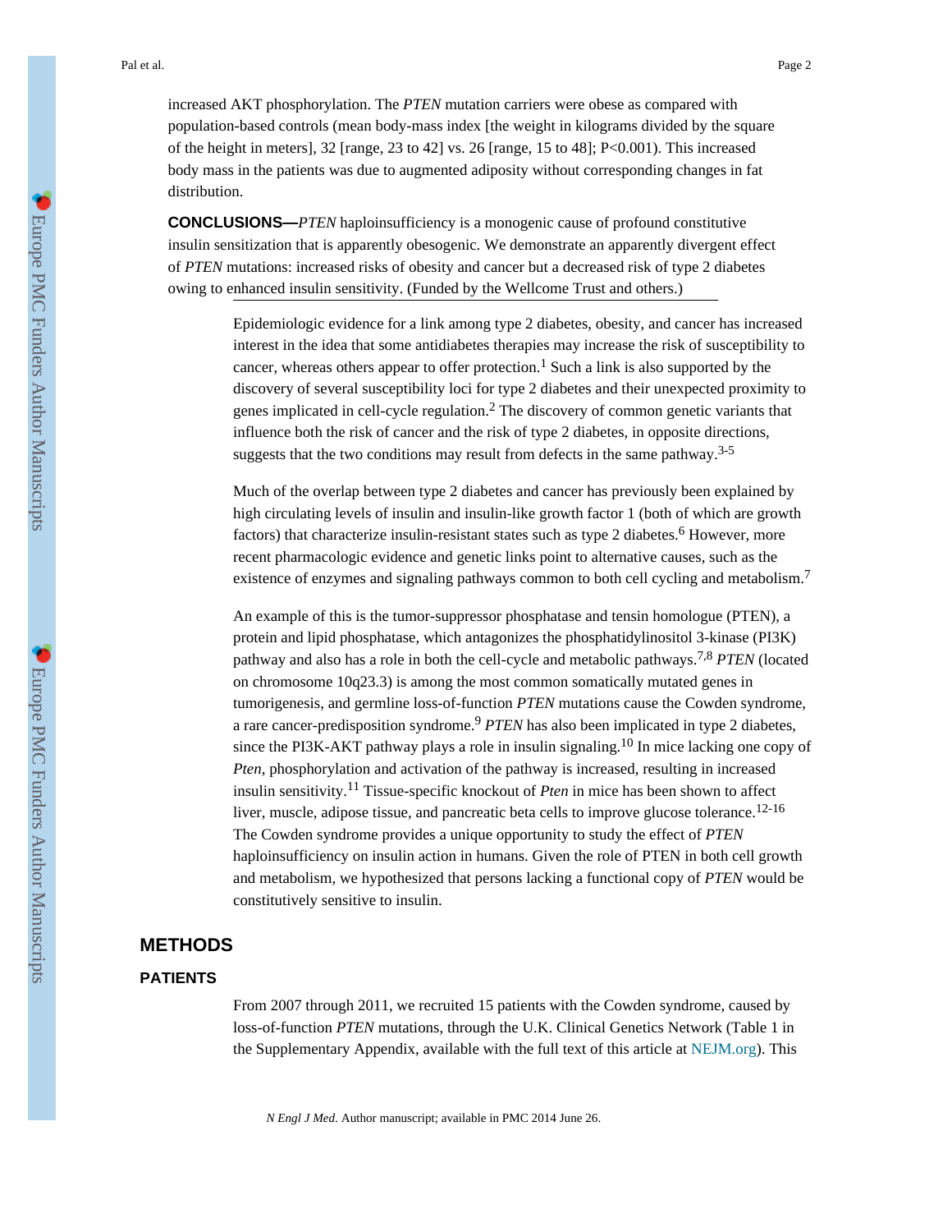increased AKT phosphorylation. The *PTEN* mutation carriers were obese as compared with population-based controls (mean body-mass index [the weight in kilograms divided by the square of the height in meters], 32 [range, 23 to 42] vs. 26 [range, 15 to 48]; P<0.001). This increased body mass in the patients was due to augmented adiposity without corresponding changes in fat distribution.

**CONCLUSIONS—***PTEN* haploinsufficiency is a monogenic cause of profound constitutive insulin sensitization that is apparently obesogenic. We demonstrate an apparently divergent effect of *PTEN* mutations: increased risks of obesity and cancer but a decreased risk of type 2 diabetes owing to enhanced insulin sensitivity. (Funded by the Wellcome Trust and others.)

Epidemiologic evidence for a link among type 2 diabetes, obesity, and cancer has increased interest in the idea that some antidiabetes therapies may increase the risk of susceptibility to cancer, whereas others appear to offer protection.[1] Such a link is also supported by the discovery of several susceptibility loci for type 2 diabetes and their unexpected proximity to genes implicated in cell-cycle regulation.[2] The discovery of common genetic variants that influence both the risk of cancer and the risk of type 2 diabetes, in opposite directions, suggests that the two conditions may result from defects in the same pathway.[3-5]

Much of the overlap between type 2 diabetes and cancer has previously been explained by high circulating levels of insulin and insulin-like growth factor 1 (both of which are growth factors) that characterize insulin-resistant states such as type 2 diabetes.[6] However, more recent pharmacologic evidence and genetic links point to alternative causes, such as the existence of enzymes and signaling pathways common to both cell cycling and metabolism.[7]

An example of this is the tumor-suppressor phosphatase and tensin homologue (PTEN), a protein and lipid phosphatase, which antagonizes the phosphatidylinositol 3-kinase (PI3K) pathway and also has a role in both the cell-cycle and metabolic pathways.[7,8] *PTEN* (located on chromosome 10q23.3) is among the most common somatically mutated genes in tumorigenesis, and germline loss-of-function *PTEN* mutations cause the Cowden syndrome, a rare cancer-predisposition syndrome.[9] *PTEN* has also been implicated in type 2 diabetes, since the PI3K-AKT pathway plays a role in insulin signaling.[10] In mice lacking one copy of *Pten*, phosphorylation and activation of the pathway is increased, resulting in increased insulin sensitivity.[11] Tissue-specific knockout of *Pten* in mice has been shown to affect liver, muscle, adipose tissue, and pancreatic beta cells to improve glucose tolerance.[12-16] The Cowden syndrome provides a unique opportunity to study the effect of *PTEN* haploinsufficiency on insulin action in humans. Given the role of PTEN in both cell growth and metabolism, we hypothesized that persons lacking a functional copy of *PTEN* would be constitutively sensitive to insulin.

## METHODS

### PATIENTS

From 2007 through 2011, we recruited 15 patients with the Cowden syndrome, caused by loss-of-function *PTEN* mutations, through the U.K. Clinical Genetics Network (Table 1 in the Supplementary Appendix, available with the full text of this article at NEJM.org). This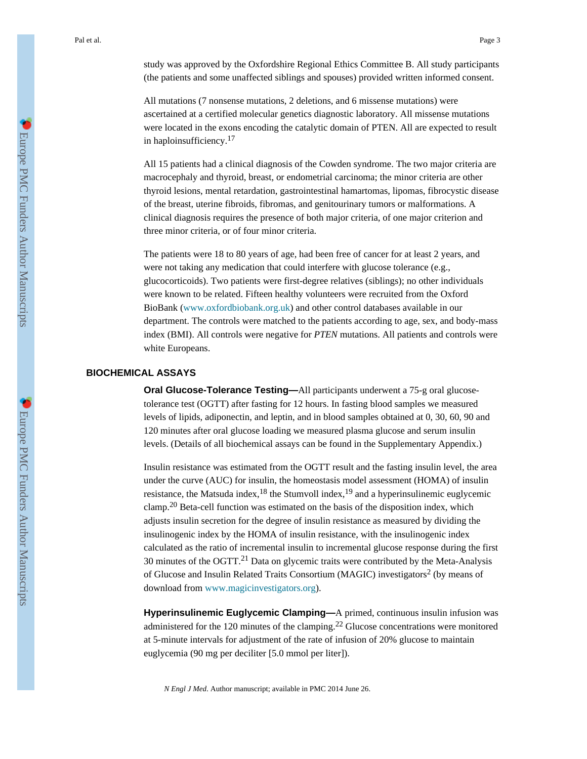study was approved by the Oxfordshire Regional Ethics Committee B. All study participants (the patients and some unaffected siblings and spouses) provided written informed consent.

All mutations (7 nonsense mutations, 2 deletions, and 6 missense mutations) were ascertained at a certified molecular genetics diagnostic laboratory. All missense mutations were located in the exons encoding the catalytic domain of PTEN. All are expected to result in haploinsufficiency.[17]

All 15 patients had a clinical diagnosis of the Cowden syndrome. The two major criteria are macrocephaly and thyroid, breast, or endometrial carcinoma; the minor criteria are other thyroid lesions, mental retardation, gastrointestinal hamartomas, lipomas, fibrocystic disease of the breast, uterine fibroids, fibromas, and genitourinary tumors or malformations. A clinical diagnosis requires the presence of both major criteria, of one major criterion and three minor criteria, or of four minor criteria.

The patients were 18 to 80 years of age, had been free of cancer for at least 2 years, and were not taking any medication that could interfere with glucose tolerance (e.g., glucocorticoids). Two patients were first-degree relatives (siblings); no other individuals were known to be related. Fifteen healthy volunteers were recruited from the Oxford BioBank (www.oxfordbiobank.org.uk) and other control databases available in our department. The controls were matched to the patients according to age, sex, and body-mass index (BMI). All controls were negative for *PTEN* mutations. All patients and controls were white Europeans.

## BIOCHEMICAL ASSAYS

**Oral Glucose-Tolerance Testing—**All participants underwent a 75-g oral glucose-tolerance test (OGTT) after fasting for 12 hours. In fasting blood samples we measured levels of lipids, adiponectin, and leptin, and in blood samples obtained at 0, 30, 60, 90 and 120 minutes after oral glucose loading we measured plasma glucose and serum insulin levels. (Details of all biochemical assays can be found in the Supplementary Appendix.)

Insulin resistance was estimated from the OGTT result and the fasting insulin level, the area under the curve (AUC) for insulin, the homeostasis model assessment (HOMA) of insulin resistance, the Matsuda index,[18] the Stumvoll index,[19] and a hyperinsulinemic euglycemic clamp.[20] Beta-cell function was estimated on the basis of the disposition index, which adjusts insulin secretion for the degree of insulin resistance as measured by dividing the insulinogenic index by the HOMA of insulin resistance, with the insulinogenic index calculated as the ratio of incremental insulin to incremental glucose response during the first 30 minutes of the OGTT.[21] Data on glycemic traits were contributed by the Meta-Analysis of Glucose and Insulin Related Traits Consortium (MAGIC) investigators[2] (by means of download from www.magicinvestigators.org).

**Hyperinsulinemic Euglycemic Clamping—**A primed, continuous insulin infusion was administered for the 120 minutes of the clamping.[22] Glucose concentrations were monitored at 5-minute intervals for adjustment of the rate of infusion of 20% glucose to maintain euglycemia (90 mg per deciliter [5.0 mmol per liter]).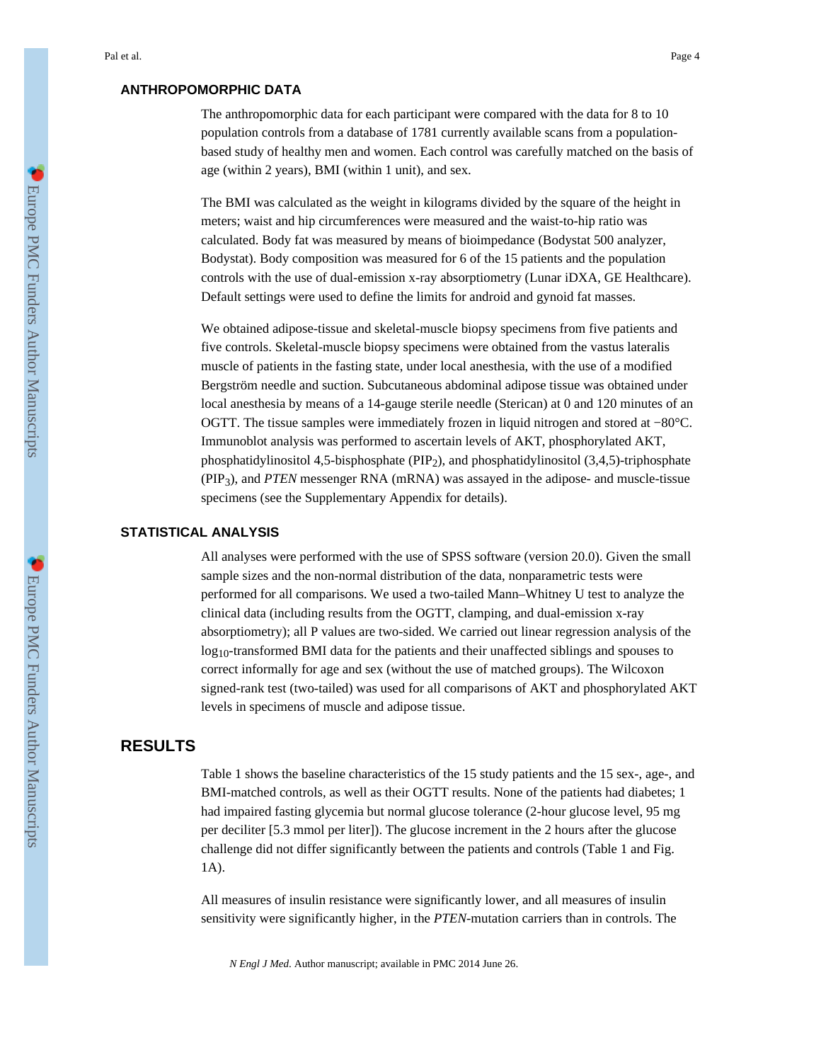### ANTHROPOMORPHIC DATA

The anthropomorphic data for each participant were compared with the data for 8 to 10 population controls from a database of 1781 currently available scans from a population-based study of healthy men and women. Each control was carefully matched on the basis of age (within 2 years), BMI (within 1 unit), and sex.

The BMI was calculated as the weight in kilograms divided by the square of the height in meters; waist and hip circumferences were measured and the waist-to-hip ratio was calculated. Body fat was measured by means of bioimpedance (Bodystat 500 analyzer, Bodystat). Body composition was measured for 6 of the 15 patients and the population controls with the use of dual-emission x-ray absorptiometry (Lunar iDXA, GE Healthcare). Default settings were used to define the limits for android and gynoid fat masses.

We obtained adipose-tissue and skeletal-muscle biopsy specimens from five patients and five controls. Skeletal-muscle biopsy specimens were obtained from the vastus lateralis muscle of patients in the fasting state, under local anesthesia, with the use of a modified Bergström needle and suction. Subcutaneous abdominal adipose tissue was obtained under local anesthesia by means of a 14-gauge sterile needle (Sterican) at 0 and 120 minutes of an OGTT. The tissue samples were immediately frozen in liquid nitrogen and stored at −80°C. Immunoblot analysis was performed to ascertain levels of AKT, phosphorylated AKT, phosphatidylinositol 4,5-bisphosphate ($PIP_2$), and phosphatidylinositol (3,4,5)-triphosphate ($PIP_3$), and *PTEN* messenger RNA (mRNA) was assayed in the adipose- and muscle-tissue specimens (see the Supplementary Appendix for details).

### STATISTICAL ANALYSIS

All analyses were performed with the use of SPSS software (version 20.0). Given the small sample sizes and the non-normal distribution of the data, nonparametric tests were performed for all comparisons. We used a two-tailed Mann–Whitney U test to analyze the clinical data (including results from the OGTT, clamping, and dual-emission x-ray absorptiometry); all P values are two-sided. We carried out linear regression analysis of the $\log_{10}$-transformed BMI data for the patients and their unaffected siblings and spouses to correct informally for age and sex (without the use of matched groups). The Wilcoxon signed-rank test (two-tailed) was used for all comparisons of AKT and phosphorylated AKT levels in specimens of muscle and adipose tissue.

## RESULTS

Table 1 shows the baseline characteristics of the 15 study patients and the 15 sex-, age-, and BMI-matched controls, as well as their OGTT results. None of the patients had diabetes; 1 had impaired fasting glycemia but normal glucose tolerance (2-hour glucose level, 95 mg per deciliter [5.3 mmol per liter]). The glucose increment in the 2 hours after the glucose challenge did not differ significantly between the patients and controls (Table 1 and Fig. 1A).

All measures of insulin resistance were significantly lower, and all measures of insulin sensitivity were significantly higher, in the *PTEN*-mutation carriers than in controls. The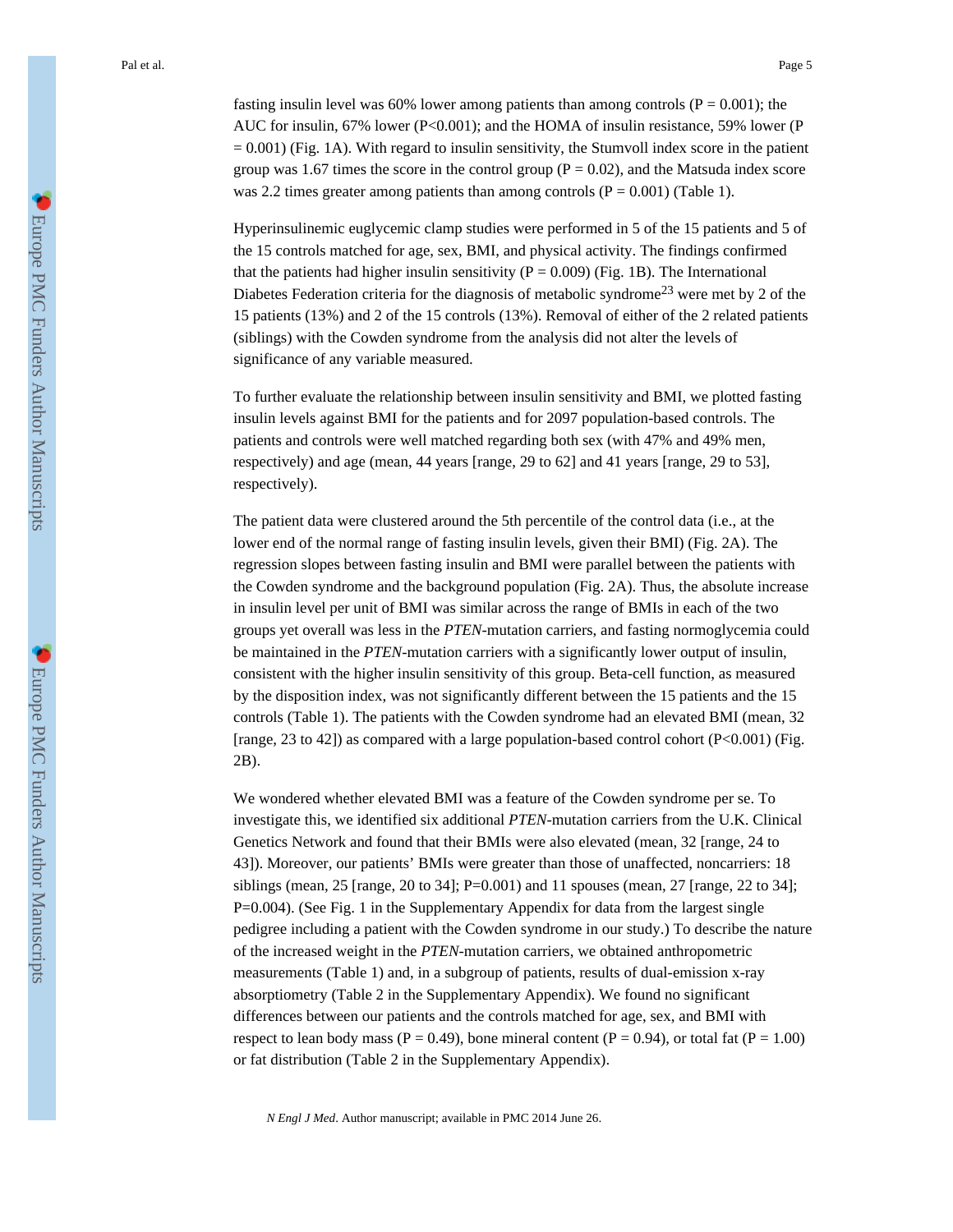fasting insulin level was 60% lower among patients than among controls (P = 0.001); the AUC for insulin, 67% lower (P<0.001); and the HOMA of insulin resistance, 59% lower (P = 0.001) (Fig. 1A). With regard to insulin sensitivity, the Stumvoll index score in the patient group was 1.67 times the score in the control group (P = 0.02), and the Matsuda index score was 2.2 times greater among patients than among controls (P = 0.001) (Table 1).

Hyperinsulinemic euglycemic clamp studies were performed in 5 of the 15 patients and 5 of the 15 controls matched for age, sex, BMI, and physical activity. The findings confirmed that the patients had higher insulin sensitivity (P = 0.009) (Fig. 1B). The International Diabetes Federation criteria for the diagnosis of metabolic syndrome[23] were met by 2 of the 15 patients (13%) and 2 of the 15 controls (13%). Removal of either of the 2 related patients (siblings) with the Cowden syndrome from the analysis did not alter the levels of significance of any variable measured.

To further evaluate the relationship between insulin sensitivity and BMI, we plotted fasting insulin levels against BMI for the patients and for 2097 population-based controls. The patients and controls were well matched regarding both sex (with 47% and 49% men, respectively) and age (mean, 44 years [range, 29 to 62] and 41 years [range, 29 to 53], respectively).

The patient data were clustered around the 5th percentile of the control data (i.e., at the lower end of the normal range of fasting insulin levels, given their BMI) (Fig. 2A). The regression slopes between fasting insulin and BMI were parallel between the patients with the Cowden syndrome and the background population (Fig. 2A). Thus, the absolute increase in insulin level per unit of BMI was similar across the range of BMIs in each of the two groups yet overall was less in the *PTEN*-mutation carriers, and fasting normoglycemia could be maintained in the *PTEN*-mutation carriers with a significantly lower output of insulin, consistent with the higher insulin sensitivity of this group. Beta-cell function, as measured by the disposition index, was not significantly different between the 15 patients and the 15 controls (Table 1). The patients with the Cowden syndrome had an elevated BMI (mean, 32 [range, 23 to 42]) as compared with a large population-based control cohort (P<0.001) (Fig. 2B).

We wondered whether elevated BMI was a feature of the Cowden syndrome per se. To investigate this, we identified six additional *PTEN*-mutation carriers from the U.K. Clinical Genetics Network and found that their BMIs were also elevated (mean, 32 [range, 24 to 43]). Moreover, our patients' BMIs were greater than those of unaffected, noncarriers: 18 siblings (mean, 25 [range, 20 to 34]; P=0.001) and 11 spouses (mean, 27 [range, 22 to 34]; P=0.004). (See Fig. 1 in the Supplementary Appendix for data from the largest single pedigree including a patient with the Cowden syndrome in our study.) To describe the nature of the increased weight in the *PTEN*-mutation carriers, we obtained anthropometric measurements (Table 1) and, in a subgroup of patients, results of dual-emission x-ray absorptiometry (Table 2 in the Supplementary Appendix). We found no significant differences between our patients and the controls matched for age, sex, and BMI with respect to lean body mass (P = 0.49), bone mineral content (P = 0.94), or total fat (P = 1.00) or fat distribution (Table 2 in the Supplementary Appendix).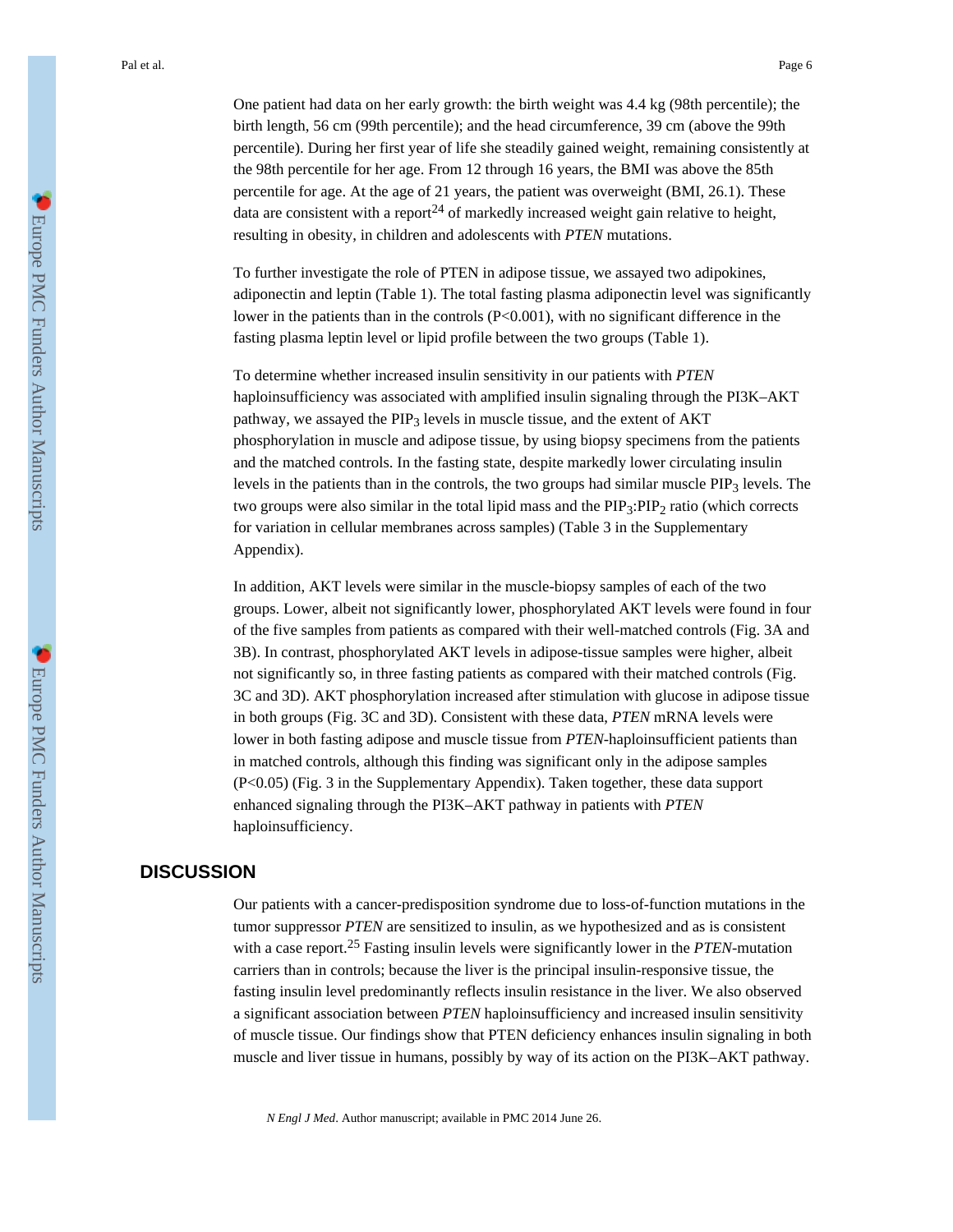One patient had data on her early growth: the birth weight was 4.4 kg (98th percentile); the birth length, 56 cm (99th percentile); and the head circumference, 39 cm (above the 99th percentile). During her first year of life she steadily gained weight, remaining consistently at the 98th percentile for her age. From 12 through 16 years, the BMI was above the 85th percentile for age. At the age of 21 years, the patient was overweight (BMI, 26.1). These data are consistent with a report[24] of markedly increased weight gain relative to height, resulting in obesity, in children and adolescents with *PTEN* mutations.

To further investigate the role of PTEN in adipose tissue, we assayed two adipokines, adiponectin and leptin (Table 1). The total fasting plasma adiponectin level was significantly lower in the patients than in the controls ($P<0.001$), with no significant difference in the fasting plasma leptin level or lipid profile between the two groups (Table 1).

To determine whether increased insulin sensitivity in our patients with *PTEN* haploinsufficiency was associated with amplified insulin signaling through the PI3K–AKT pathway, we assayed the $PIP_3$ levels in muscle tissue, and the extent of AKT phosphorylation in muscle and adipose tissue, by using biopsy specimens from the patients and the matched controls. In the fasting state, despite markedly lower circulating insulin levels in the patients than in the controls, the two groups had similar muscle $PIP_3$ levels. The two groups were also similar in the total lipid mass and the $PIP_3$:$PIP_2$ ratio (which corrects for variation in cellular membranes across samples) (Table 3 in the Supplementary Appendix).

In addition, AKT levels were similar in the muscle-biopsy samples of each of the two groups. Lower, albeit not significantly lower, phosphorylated AKT levels were found in four of the five samples from patients as compared with their well-matched controls (Fig. 3A and 3B). In contrast, phosphorylated AKT levels in adipose-tissue samples were higher, albeit not significantly so, in three fasting patients as compared with their matched controls (Fig. 3C and 3D). AKT phosphorylation increased after stimulation with glucose in adipose tissue in both groups (Fig. 3C and 3D). Consistent with these data, *PTEN* mRNA levels were lower in both fasting adipose and muscle tissue from *PTEN*-haploinsufficient patients than in matched controls, although this finding was significant only in the adipose samples ($P<0.05$) (Fig. 3 in the Supplementary Appendix). Taken together, these data support enhanced signaling through the PI3K–AKT pathway in patients with *PTEN* haploinsufficiency.

## DISCUSSION

Our patients with a cancer-predisposition syndrome due to loss-of-function mutations in the tumor suppressor *PTEN* are sensitized to insulin, as we hypothesized and as is consistent with a case report.[25] Fasting insulin levels were significantly lower in the *PTEN*-mutation carriers than in controls; because the liver is the principal insulin-responsive tissue, the fasting insulin level predominantly reflects insulin resistance in the liver. We also observed a significant association between *PTEN* haploinsufficiency and increased insulin sensitivity of muscle tissue. Our findings show that PTEN deficiency enhances insulin signaling in both muscle and liver tissue in humans, possibly by way of its action on the PI3K–AKT pathway.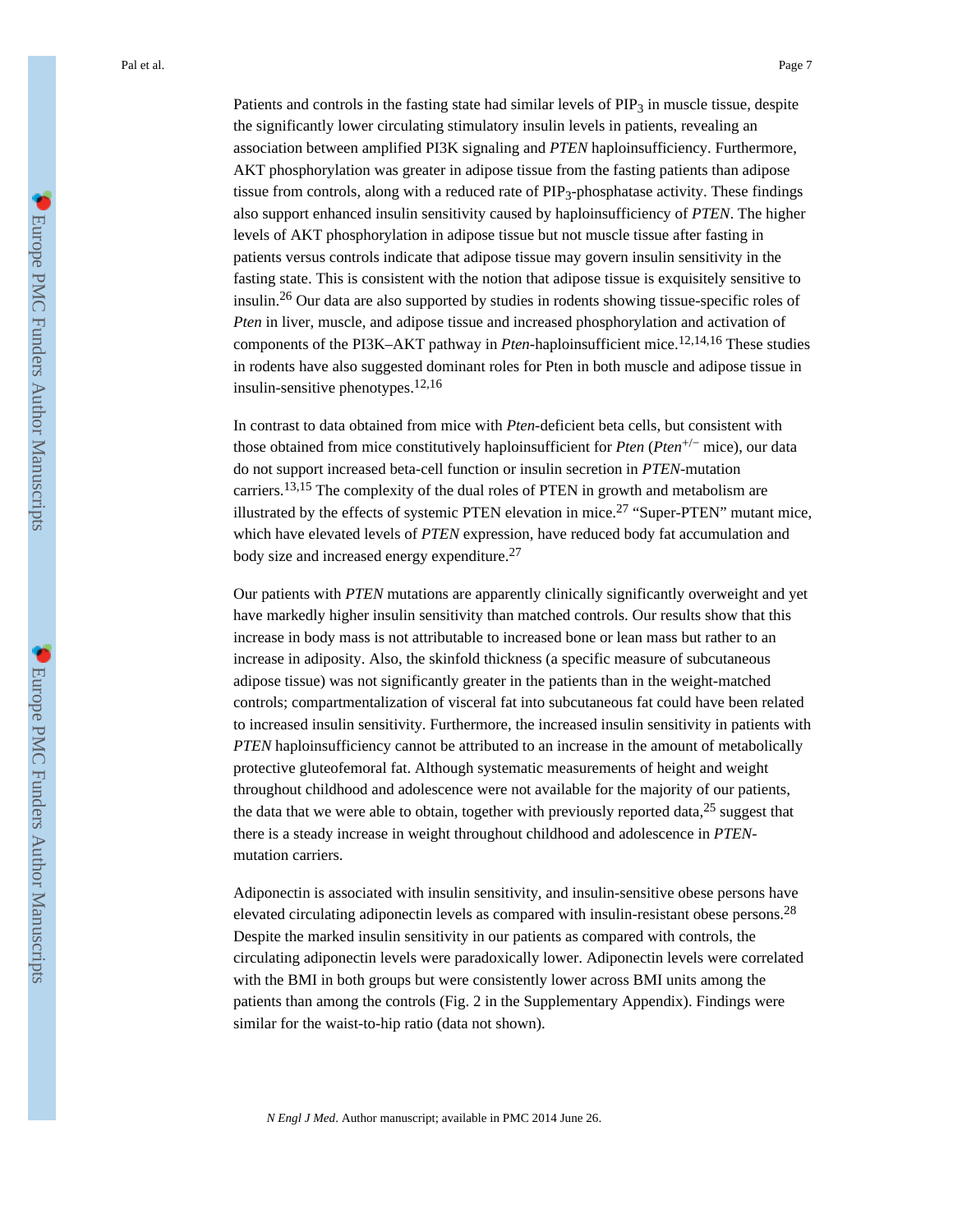Patients and controls in the fasting state had similar levels of $PIP_3$ in muscle tissue, despite the significantly lower circulating stimulatory insulin levels in patients, revealing an association between amplified PI3K signaling and *PTEN* haploinsufficiency. Furthermore, AKT phosphorylation was greater in adipose tissue from the fasting patients than adipose tissue from controls, along with a reduced rate of $PIP_3$-phosphatase activity. These findings also support enhanced insulin sensitivity caused by haploinsufficiency of *PTEN*. The higher levels of AKT phosphorylation in adipose tissue but not muscle tissue after fasting in patients versus controls indicate that adipose tissue may govern insulin sensitivity in the fasting state. This is consistent with the notion that adipose tissue is exquisitely sensitive to insulin.[26] Our data are also supported by studies in rodents showing tissue-specific roles of *Pten* in liver, muscle, and adipose tissue and increased phosphorylation and activation of components of the PI3K–AKT pathway in *Pten*-haploinsufficient mice.[12,14,16] These studies in rodents have also suggested dominant roles for Pten in both muscle and adipose tissue in insulin-sensitive phenotypes.[12,16]

In contrast to data obtained from mice with *Pten*-deficient beta cells, but consistent with those obtained from mice constitutively haploinsufficient for *Pten* (*Pten*$^{+/-}$ mice), our data do not support increased beta-cell function or insulin secretion in *PTEN*-mutation carriers.[13,15] The complexity of the dual roles of PTEN in growth and metabolism are illustrated by the effects of systemic PTEN elevation in mice.[27] "Super-PTEN" mutant mice, which have elevated levels of *PTEN* expression, have reduced body fat accumulation and body size and increased energy expenditure.[27]

Our patients with *PTEN* mutations are apparently clinically significantly overweight and yet have markedly higher insulin sensitivity than matched controls. Our results show that this increase in body mass is not attributable to increased bone or lean mass but rather to an increase in adiposity. Also, the skinfold thickness (a specific measure of subcutaneous adipose tissue) was not significantly greater in the patients than in the weight-matched controls; compartmentalization of visceral fat into subcutaneous fat could have been related to increased insulin sensitivity. Furthermore, the increased insulin sensitivity in patients with *PTEN* haploinsufficiency cannot be attributed to an increase in the amount of metabolically protective gluteofemoral fat. Although systematic measurements of height and weight throughout childhood and adolescence were not available for the majority of our patients, the data that we were able to obtain, together with previously reported data,[25] suggest that there is a steady increase in weight throughout childhood and adolescence in *PTEN*-mutation carriers.

Adiponectin is associated with insulin sensitivity, and insulin-sensitive obese persons have elevated circulating adiponectin levels as compared with insulin-resistant obese persons.[28] Despite the marked insulin sensitivity in our patients as compared with controls, the circulating adiponectin levels were paradoxically lower. Adiponectin levels were correlated with the BMI in both groups but were consistently lower across BMI units among the patients than among the controls (Fig. 2 in the Supplementary Appendix). Findings were similar for the waist-to-hip ratio (data not shown).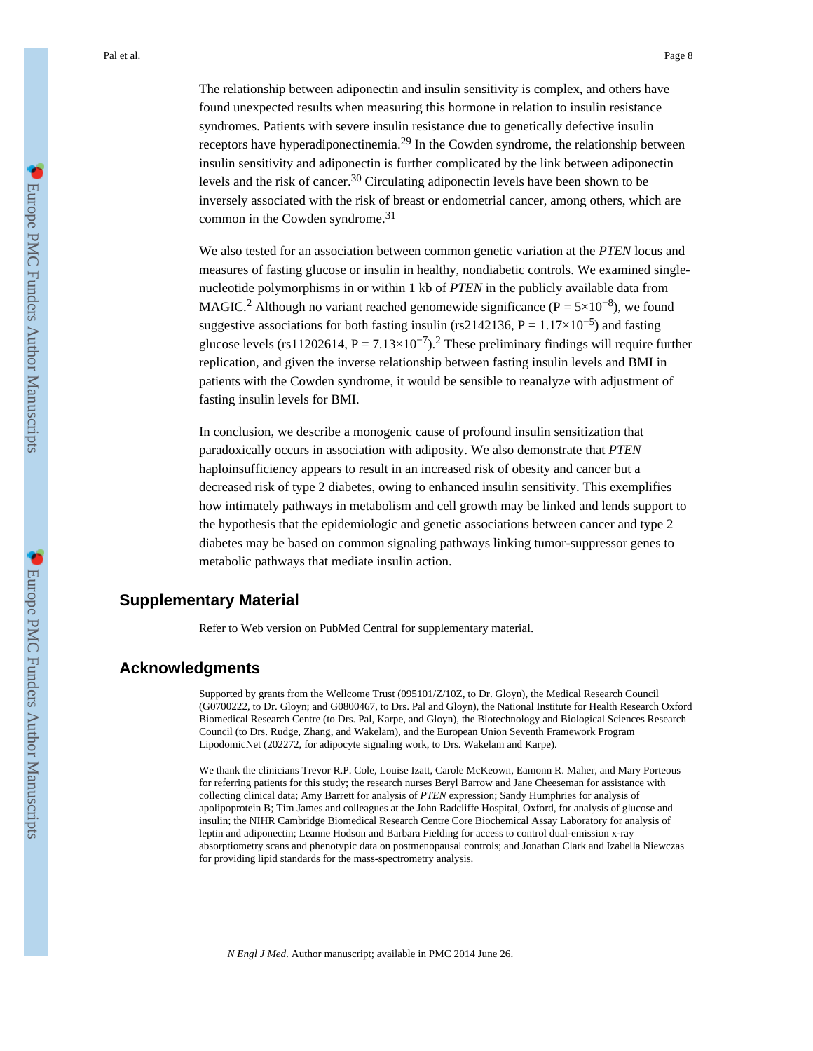The relationship between adiponectin and insulin sensitivity is complex, and others have found unexpected results when measuring this hormone in relation to insulin resistance syndromes. Patients with severe insulin resistance due to genetically defective insulin receptors have hyperadiponectinemia.[29] In the Cowden syndrome, the relationship between insulin sensitivity and adiponectin is further complicated by the link between adiponectin levels and the risk of cancer.[30] Circulating adiponectin levels have been shown to be inversely associated with the risk of breast or endometrial cancer, among others, which are common in the Cowden syndrome.[31]

We also tested for an association between common genetic variation at the *PTEN* locus and measures of fasting glucose or insulin in healthy, nondiabetic controls. We examined single-nucleotide polymorphisms in or within 1 kb of *PTEN* in the publicly available data from MAGIC.[2] Although no variant reached genomewide significance ($P = 5\times10^{-8}$), we found suggestive associations for both fasting insulin (rs2142136, $P = 1.17\times10^{-5}$) and fasting glucose levels (rs11202614, $P = 7.13\times10^{-7}$).[2] These preliminary findings will require further replication, and given the inverse relationship between fasting insulin levels and BMI in patients with the Cowden syndrome, it would be sensible to reanalyze with adjustment of fasting insulin levels for BMI.

In conclusion, we describe a monogenic cause of profound insulin sensitization that paradoxically occurs in association with adiposity. We also demonstrate that *PTEN* haploinsufficiency appears to result in an increased risk of obesity and cancer but a decreased risk of type 2 diabetes, owing to enhanced insulin sensitivity. This exemplifies how intimately pathways in metabolism and cell growth may be linked and lends support to the hypothesis that the epidemiologic and genetic associations between cancer and type 2 diabetes may be based on common signaling pathways linking tumor-suppressor genes to metabolic pathways that mediate insulin action.

## Supplementary Material

Refer to Web version on PubMed Central for supplementary material.

## Acknowledgments

Supported by grants from the Wellcome Trust (095101/Z/10Z, to Dr. Gloyn), the Medical Research Council (G0700222, to Dr. Gloyn; and G0800467, to Drs. Pal and Gloyn), the National Institute for Health Research Oxford Biomedical Research Centre (to Drs. Pal, Karpe, and Gloyn), the Biotechnology and Biological Sciences Research Council (to Drs. Rudge, Zhang, and Wakelam), and the European Union Seventh Framework Program LipodomicNet (202272, for adipocyte signaling work, to Drs. Wakelam and Karpe).

We thank the clinicians Trevor R.P. Cole, Louise Izatt, Carole McKeown, Eamonn R. Maher, and Mary Porteous for referring patients for this study; the research nurses Beryl Barrow and Jane Cheeseman for assistance with collecting clinical data; Amy Barrett for analysis of *PTEN* expression; Sandy Humphries for analysis of apolipoprotein B; Tim James and colleagues at the John Radcliffe Hospital, Oxford, for analysis of glucose and insulin; the NIHR Cambridge Biomedical Research Centre Core Biochemical Assay Laboratory for analysis of leptin and adiponectin; Leanne Hodson and Barbara Fielding for access to control dual-emission x-ray absorptiometry scans and phenotypic data on postmenopausal controls; and Jonathan Clark and Izabella Niewczas for providing lipid standards for the mass-spectrometry analysis.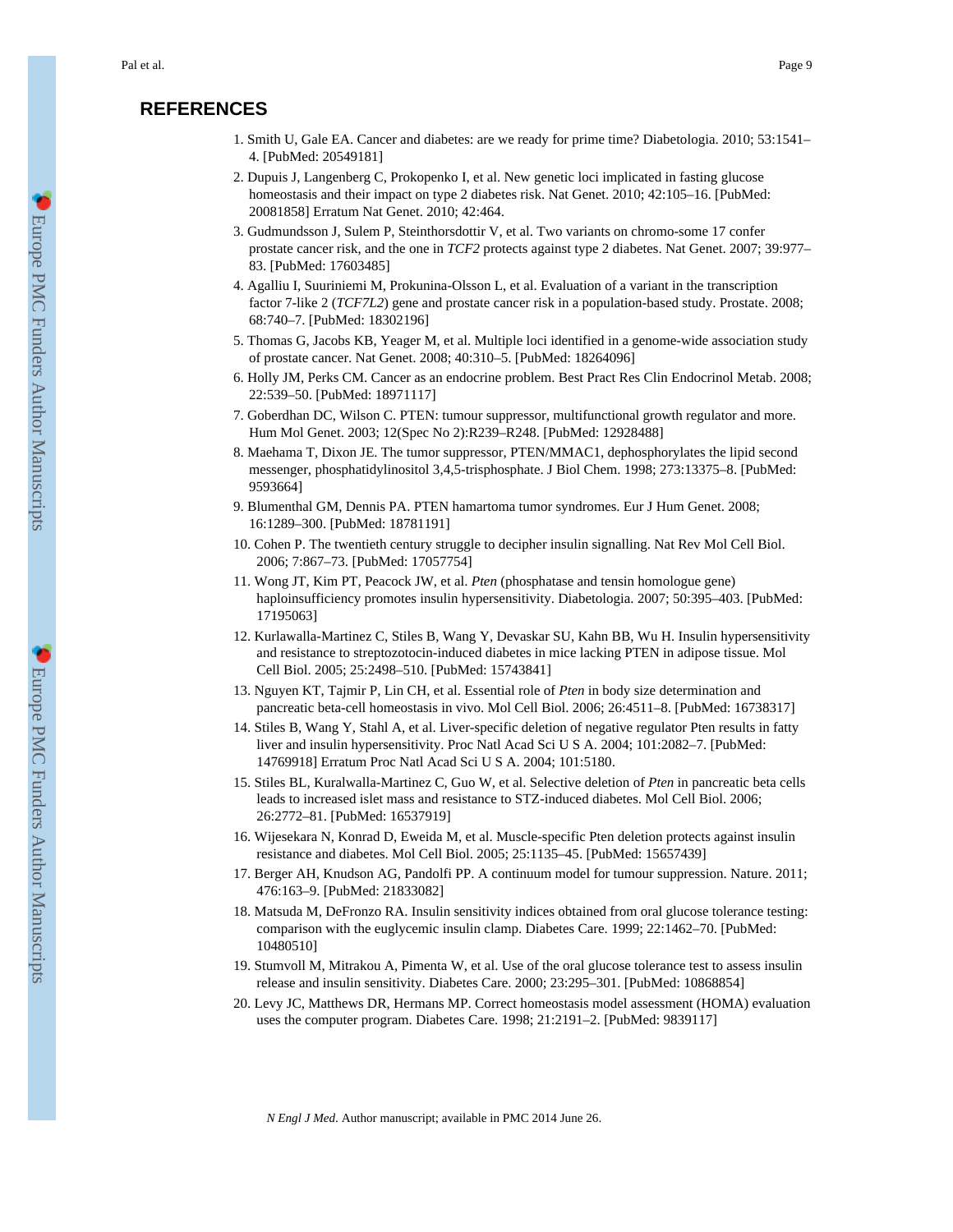## REFERENCES

1. Smith U, Gale EA. Cancer and diabetes: are we ready for prime time? Diabetologia. 2010; 53:1541–4. [PubMed: 20549181]
2. Dupuis J, Langenberg C, Prokopenko I, et al. New genetic loci implicated in fasting glucose homeostasis and their impact on type 2 diabetes risk. Nat Genet. 2010; 42:105–16. [PubMed: 20081858] Erratum Nat Genet. 2010; 42:464.
3. Gudmundsson J, Sulem P, Steinthorsdottir V, et al. Two variants on chromo-some 17 confer prostate cancer risk, and the one in *TCF2* protects against type 2 diabetes. Nat Genet. 2007; 39:977–83. [PubMed: 17603485]
4. Agalliu I, Suuriniemi M, Prokunina-Olsson L, et al. Evaluation of a variant in the transcription factor 7-like 2 (*TCF7L2*) gene and prostate cancer risk in a population-based study. Prostate. 2008; 68:740–7. [PubMed: 18302196]
5. Thomas G, Jacobs KB, Yeager M, et al. Multiple loci identified in a genome-wide association study of prostate cancer. Nat Genet. 2008; 40:310–5. [PubMed: 18264096]
6. Holly JM, Perks CM. Cancer as an endocrine problem. Best Pract Res Clin Endocrinol Metab. 2008; 22:539–50. [PubMed: 18971117]
7. Goberdhan DC, Wilson C. PTEN: tumour suppressor, multifunctional growth regulator and more. Hum Mol Genet. 2003; 12(Spec No 2):R239–R248. [PubMed: 12928488]
8. Maehama T, Dixon JE. The tumor suppressor, PTEN/MMAC1, dephosphorylates the lipid second messenger, phosphatidylinositol 3,4,5-trisphosphate. J Biol Chem. 1998; 273:13375–8. [PubMed: 9593664]
9. Blumenthal GM, Dennis PA. PTEN hamartoma tumor syndromes. Eur J Hum Genet. 2008; 16:1289–300. [PubMed: 18781191]
10. Cohen P. The twentieth century struggle to decipher insulin signalling. Nat Rev Mol Cell Biol. 2006; 7:867–73. [PubMed: 17057754]
11. Wong JT, Kim PT, Peacock JW, et al. *Pten* (phosphatase and tensin homologue gene) haploinsufficiency promotes insulin hypersensitivity. Diabetologia. 2007; 50:395–403. [PubMed: 17195063]
12. Kurlawalla-Martinez C, Stiles B, Wang Y, Devaskar SU, Kahn BB, Wu H. Insulin hypersensitivity and resistance to streptozotocin-induced diabetes in mice lacking PTEN in adipose tissue. Mol Cell Biol. 2005; 25:2498–510. [PubMed: 15743841]
13. Nguyen KT, Tajmir P, Lin CH, et al. Essential role of *Pten* in body size determination and pancreatic beta-cell homeostasis in vivo. Mol Cell Biol. 2006; 26:4511–8. [PubMed: 16738317]
14. Stiles B, Wang Y, Stahl A, et al. Liver-specific deletion of negative regulator Pten results in fatty liver and insulin hypersensitivity. Proc Natl Acad Sci U S A. 2004; 101:2082–7. [PubMed: 14769918] Erratum Proc Natl Acad Sci U S A. 2004; 101:5180.
15. Stiles BL, Kuralwalla-Martinez C, Guo W, et al. Selective deletion of *Pten* in pancreatic beta cells leads to increased islet mass and resistance to STZ-induced diabetes. Mol Cell Biol. 2006; 26:2772–81. [PubMed: 16537919]
16. Wijesekara N, Konrad D, Eweida M, et al. Muscle-specific Pten deletion protects against insulin resistance and diabetes. Mol Cell Biol. 2005; 25:1135–45. [PubMed: 15657439]
17. Berger AH, Knudson AG, Pandolfi PP. A continuum model for tumour suppression. Nature. 2011; 476:163–9. [PubMed: 21833082]
18. Matsuda M, DeFronzo RA. Insulin sensitivity indices obtained from oral glucose tolerance testing: comparison with the euglycemic insulin clamp. Diabetes Care. 1999; 22:1462–70. [PubMed: 10480510]
19. Stumvoll M, Mitrakou A, Pimenta W, et al. Use of the oral glucose tolerance test to assess insulin release and insulin sensitivity. Diabetes Care. 2000; 23:295–301. [PubMed: 10868854]
20. Levy JC, Matthews DR, Hermans MP. Correct homeostasis model assessment (HOMA) evaluation uses the computer program. Diabetes Care. 1998; 21:2191–2. [PubMed: 9839117]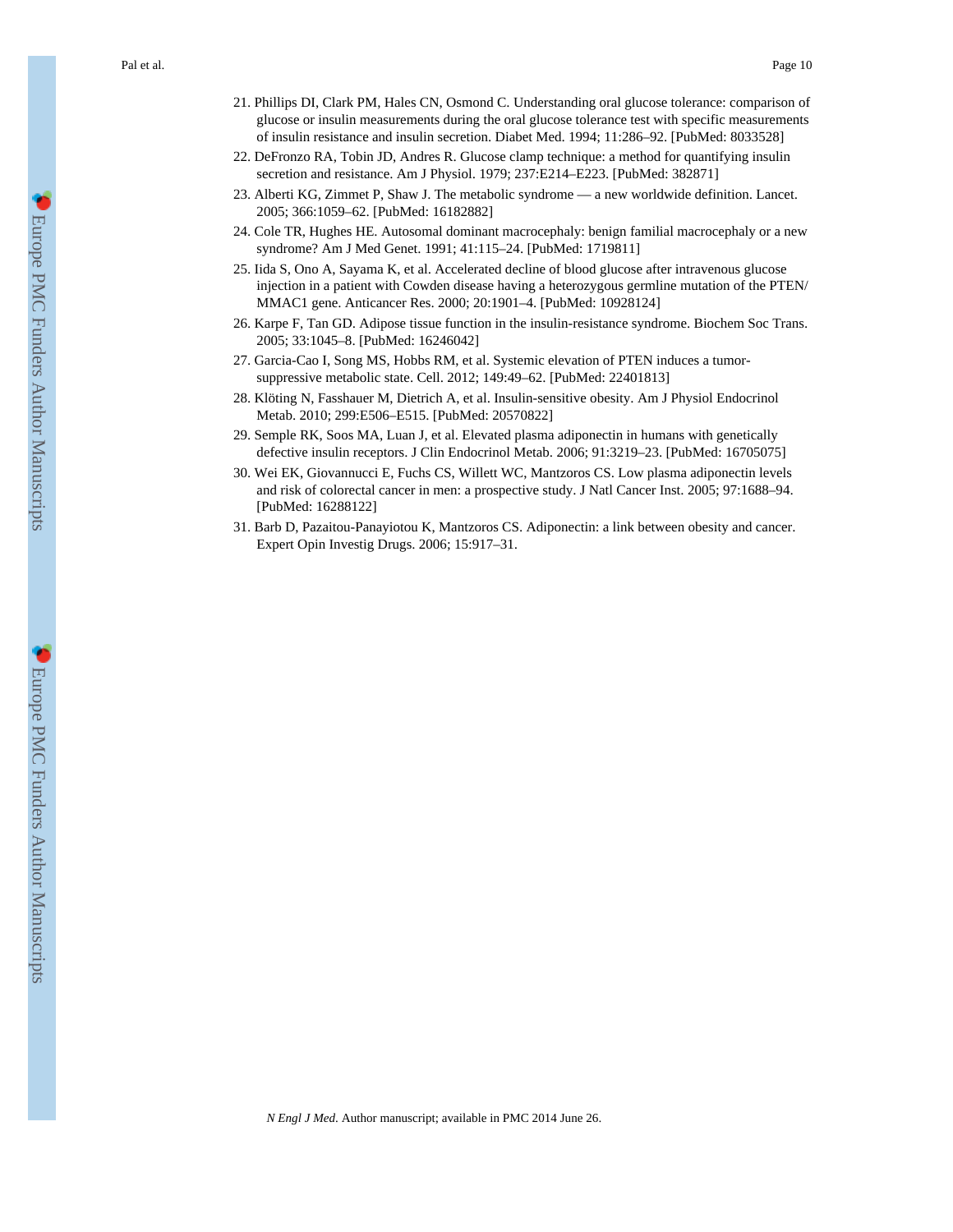21. Phillips DI, Clark PM, Hales CN, Osmond C. Understanding oral glucose tolerance: comparison of glucose or insulin measurements during the oral glucose tolerance test with specific measurements of insulin resistance and insulin secretion. Diabet Med. 1994; 11:286–92. [PubMed: 8033528]
22. DeFronzo RA, Tobin JD, Andres R. Glucose clamp technique: a method for quantifying insulin secretion and resistance. Am J Physiol. 1979; 237:E214–E223. [PubMed: 382871]
23. Alberti KG, Zimmet P, Shaw J. The metabolic syndrome — a new worldwide definition. Lancet. 2005; 366:1059–62. [PubMed: 16182882]
24. Cole TR, Hughes HE. Autosomal dominant macrocephaly: benign familial macrocephaly or a new syndrome? Am J Med Genet. 1991; 41:115–24. [PubMed: 1719811]
25. Iida S, Ono A, Sayama K, et al. Accelerated decline of blood glucose after intravenous glucose injection in a patient with Cowden disease having a heterozygous germline mutation of the PTEN/MMAC1 gene. Anticancer Res. 2000; 20:1901–4. [PubMed: 10928124]
26. Karpe F, Tan GD. Adipose tissue function in the insulin-resistance syndrome. Biochem Soc Trans. 2005; 33:1045–8. [PubMed: 16246042]
27. Garcia-Cao I, Song MS, Hobbs RM, et al. Systemic elevation of PTEN induces a tumor-suppressive metabolic state. Cell. 2012; 149:49–62. [PubMed: 22401813]
28. Klöting N, Fasshauer M, Dietrich A, et al. Insulin-sensitive obesity. Am J Physiol Endocrinol Metab. 2010; 299:E506–E515. [PubMed: 20570822]
29. Semple RK, Soos MA, Luan J, et al. Elevated plasma adiponectin in humans with genetically defective insulin receptors. J Clin Endocrinol Metab. 2006; 91:3219–23. [PubMed: 16705075]
30. Wei EK, Giovannucci E, Fuchs CS, Willett WC, Mantzoros CS. Low plasma adiponectin levels and risk of colorectal cancer in men: a prospective study. J Natl Cancer Inst. 2005; 97:1688–94. [PubMed: 16288122]
31. Barb D, Pazaitou-Panayiotou K, Mantzoros CS. Adiponectin: a link between obesity and cancer. Expert Opin Investig Drugs. 2006; 15:917–31.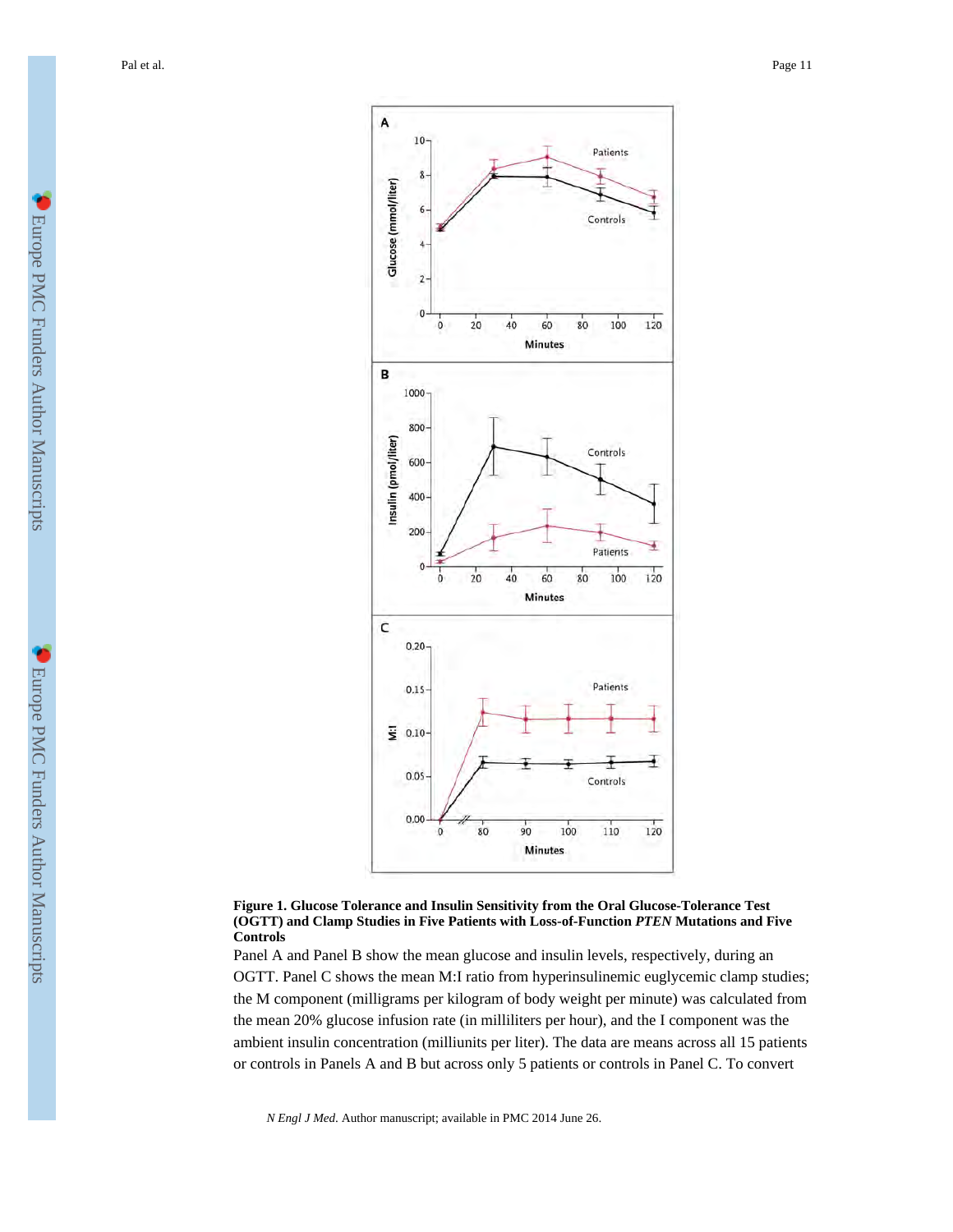**Figure 1. Glucose Tolerance and Insulin Sensitivity from the Oral Glucose-Tolerance Test (OGTT) and Clamp Studies in Five Patients with Loss-of-Function *PTEN* Mutations and Five Controls**

Panel A and Panel B show the mean glucose and insulin levels, respectively, during an OGTT. Panel C shows the mean M:I ratio from hyperinsulinemic euglycemic clamp studies; the M component (milligrams per kilogram of body weight per minute) was calculated from the mean 20% glucose infusion rate (in milliliters per hour), and the I component was the ambient insulin concentration (milliunits per liter). The data are means across all 15 patients or controls in Panels A and B but across only 5 patients or controls in Panel C. To convert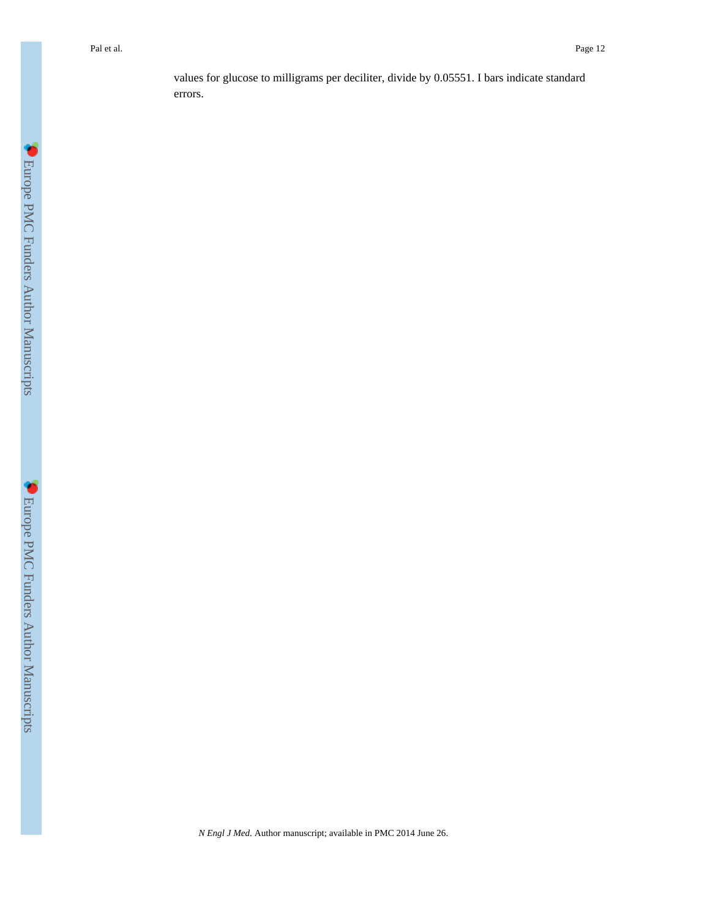values for glucose to milligrams per deciliter, divide by 0.05551. I bars indicate standard errors.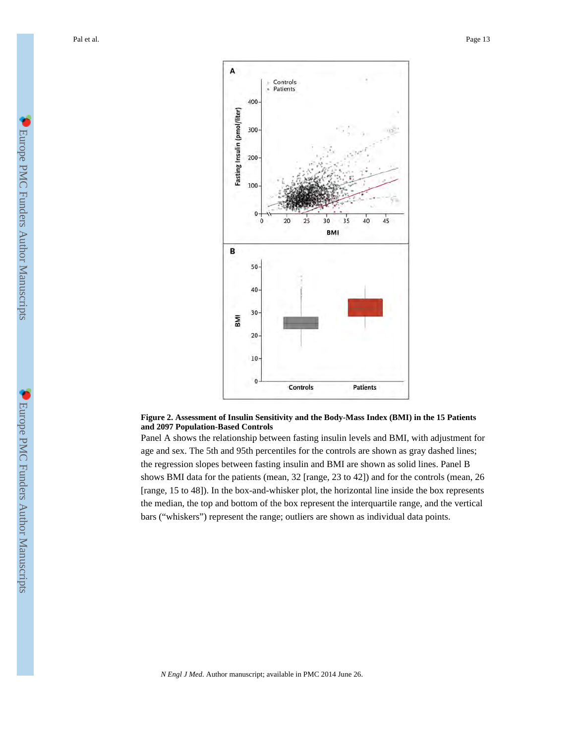**Figure 2. Assessment of Insulin Sensitivity and the Body-Mass Index (BMI) in the 15 Patients and 2097 Population-Based Controls**

Panel A shows the relationship between fasting insulin levels and BMI, with adjustment for age and sex. The 5th and 95th percentiles for the controls are shown as gray dashed lines; the regression slopes between fasting insulin and BMI are shown as solid lines. Panel B shows BMI data for the patients (mean, 32 [range, 23 to 42]) and for the controls (mean, 26 [range, 15 to 48]). In the box-and-whisker plot, the horizontal line inside the box represents the median, the top and bottom of the box represent the interquartile range, and the vertical bars ("whiskers") represent the range; outliers are shown as individual data points.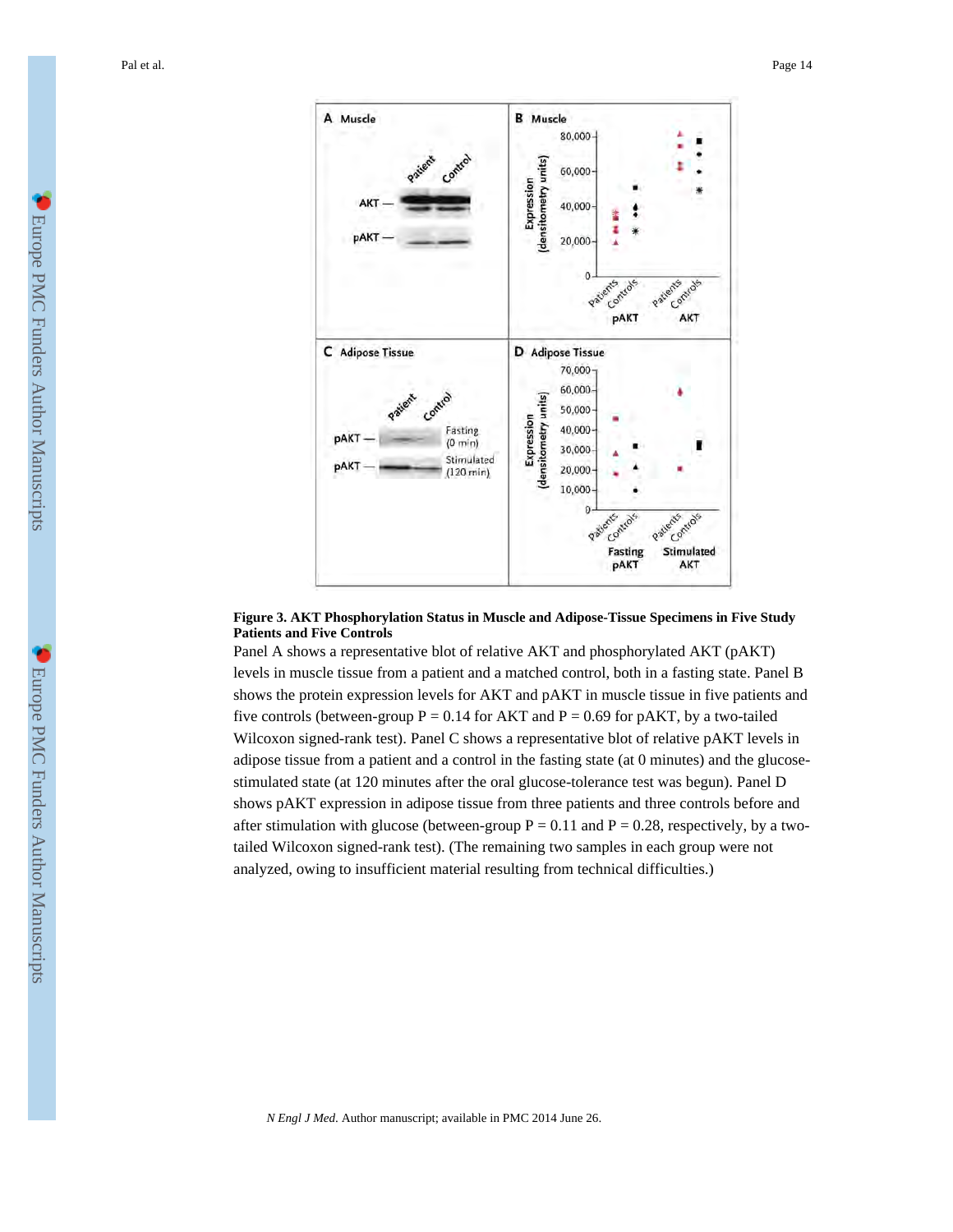**Figure 3. AKT Phosphorylation Status in Muscle and Adipose-Tissue Specimens in Five Study Patients and Five Controls**

Panel A shows a representative blot of relative AKT and phosphorylated AKT (pAKT) levels in muscle tissue from a patient and a matched control, both in a fasting state. Panel B shows the protein expression levels for AKT and pAKT in muscle tissue in five patients and five controls (between-group $P = 0.14$ for AKT and $P = 0.69$ for pAKT, by a two-tailed Wilcoxon signed-rank test). Panel C shows a representative blot of relative pAKT levels in adipose tissue from a patient and a control in the fasting state (at 0 minutes) and the glucose-stimulated state (at 120 minutes after the oral glucose-tolerance test was begun). Panel D shows pAKT expression in adipose tissue from three patients and three controls before and after stimulation with glucose (between-group $P = 0.11$ and $P = 0.28$, respectively, by a two-tailed Wilcoxon signed-rank test). (The remaining two samples in each group were not analyzed, owing to insufficient material resulting from technical difficulties.)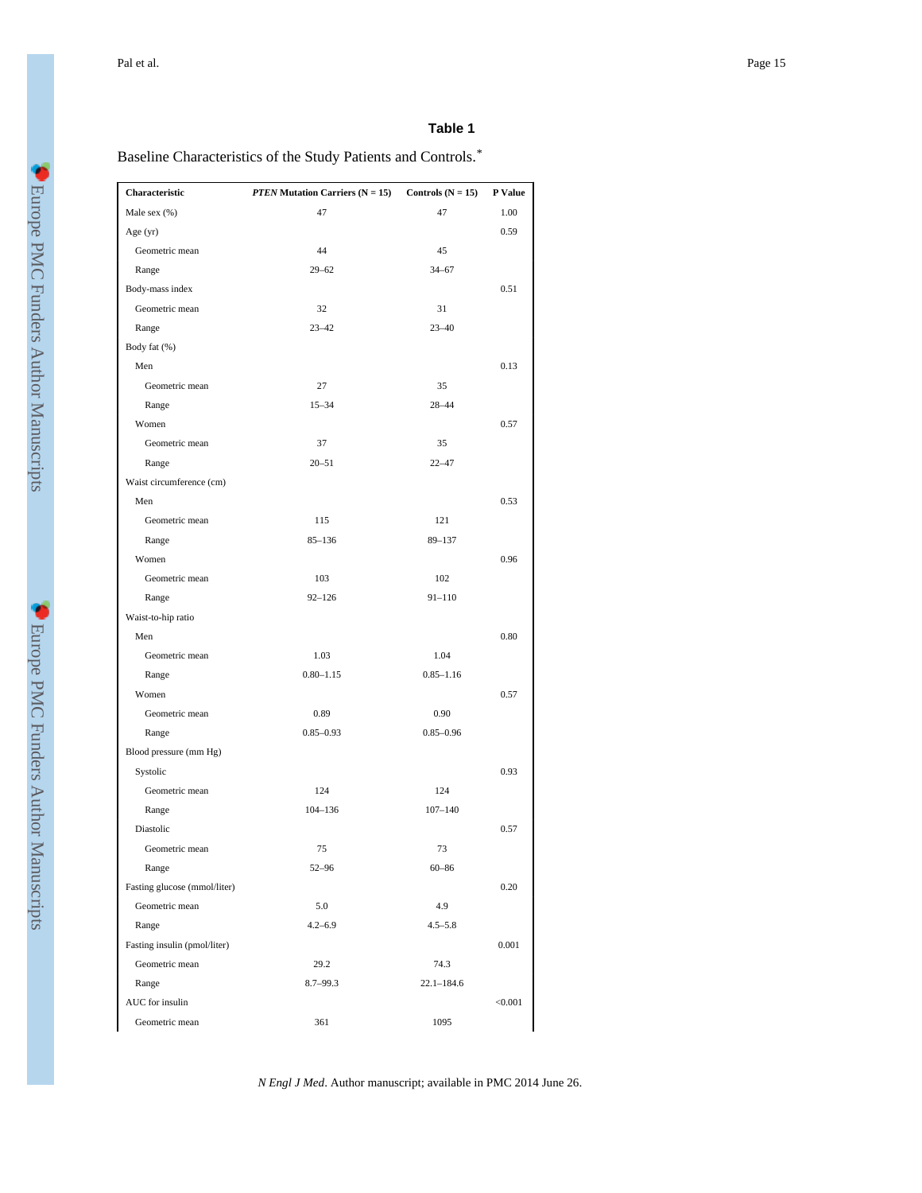**Table 1**

Baseline Characteristics of the Study Patients and Controls.*

| Characteristic | *PTEN* Mutation Carriers (N = 15) | Controls (N = 15) | P Value |
|---|---|---|---|
| Male sex (%) | 47 | 47 | 1.00 |
| Age (yr) | | | 0.59 |
| Geometric mean | 44 | 45 | |
| Range | 29–62 | 34–67 | |
| Body-mass index | | | 0.51 |
| Geometric mean | 32 | 31 | |
| Range | 23–42 | 23–40 | |
| Body fat (%) | | | |
| Men | | | 0.13 |
| Geometric mean | 27 | 35 | |
| Range | 15–34 | 28–44 | |
| Women | | | 0.57 |
| Geometric mean | 37 | 35 | |
| Range | 20–51 | 22–47 | |
| Waist circumference (cm) | | | |
| Men | | | 0.53 |
| Geometric mean | 115 | 121 | |
| Range | 85–136 | 89–137 | |
| Women | | | 0.96 |
| Geometric mean | 103 | 102 | |
| Range | 92–126 | 91–110 | |
| Waist-to-hip ratio | | | |
| Men | | | 0.80 |
| Geometric mean | 1.03 | 1.04 | |
| Range | 0.80–1.15 | 0.85–1.16 | |
| Women | | | 0.57 |
| Geometric mean | 0.89 | 0.90 | |
| Range | 0.85–0.93 | 0.85–0.96 | |
| Blood pressure (mm Hg) | | | |
| Systolic | | | 0.93 |
| Geometric mean | 124 | 124 | |
| Range | 104–136 | 107–140 | |
| Diastolic | | | 0.57 |
| Geometric mean | 75 | 73 | |
| Range | 52–96 | 60–86 | |
| Fasting glucose (mmol/liter) | | | 0.20 |
| Geometric mean | 5.0 | 4.9 | |
| Range | 4.2–6.9 | 4.5–5.8 | |
| Fasting insulin (pmol/liter) | | | 0.001 |
| Geometric mean | 29.2 | 74.3 | |
| Range | 8.7–99.3 | 22.1–184.6 | |
| AUC for insulin | | | <0.001 |
| Geometric mean | 361 | 1095 | |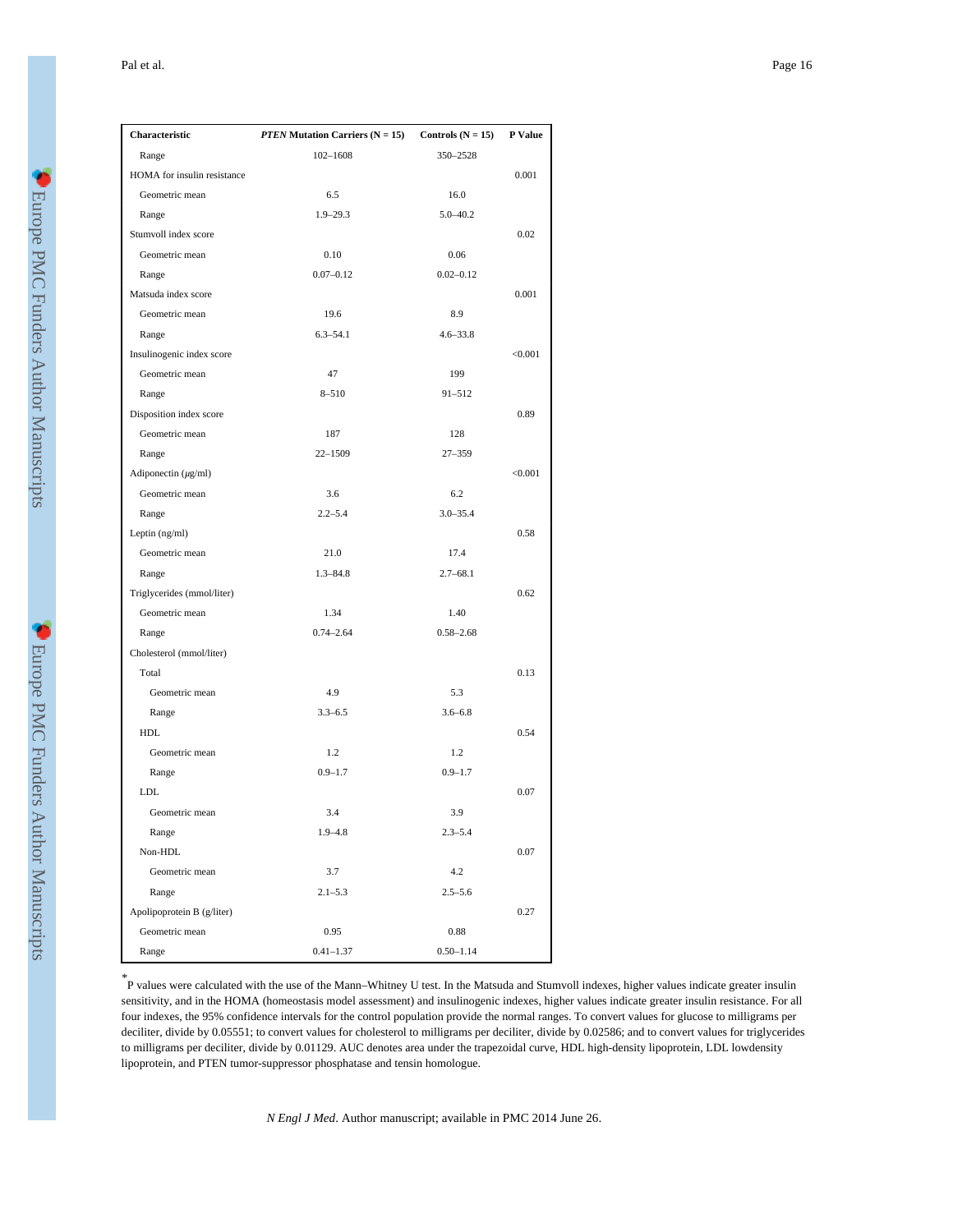| Characteristic | *PTEN* Mutation Carriers (N = 15) | Controls (N = 15) | P Value |
|---|---|---|---|
| Range | 102–1608 | 350–2528 | |
| HOMA for insulin resistance | | | 0.001 |
| Geometric mean | 6.5 | 16.0 | |
| Range | 1.9–29.3 | 5.0–40.2 | |
| Stumvoll index score | | | 0.02 |
| Geometric mean | 0.10 | 0.06 | |
| Range | 0.07–0.12 | 0.02–0.12 | |
| Matsuda index score | | | 0.001 |
| Geometric mean | 19.6 | 8.9 | |
| Range | 6.3–54.1 | 4.6–33.8 | |
| Insulinogenic index score | | | <0.001 |
| Geometric mean | 47 | 199 | |
| Range | 8–510 | 91–512 | |
| Disposition index score | | | 0.89 |
| Geometric mean | 187 | 128 | |
| Range | 22–1509 | 27–359 | |
| Adiponectin (μg/ml) | | | <0.001 |
| Geometric mean | 3.6 | 6.2 | |
| Range | 2.2–5.4 | 3.0–35.4 | |
| Leptin (ng/ml) | | | 0.58 |
| Geometric mean | 21.0 | 17.4 | |
| Range | 1.3–84.8 | 2.7–68.1 | |
| Triglycerides (mmol/liter) | | | 0.62 |
| Geometric mean | 1.34 | 1.40 | |
| Range | 0.74–2.64 | 0.58–2.68 | |
| Cholesterol (mmol/liter) | | | |
| Total | | | 0.13 |
| Geometric mean | 4.9 | 5.3 | |
| Range | 3.3–6.5 | 3.6–6.8 | |
| HDL | | | 0.54 |
| Geometric mean | 1.2 | 1.2 | |
| Range | 0.9–1.7 | 0.9–1.7 | |
| LDL | | | 0.07 |
| Geometric mean | 3.4 | 3.9 | |
| Range | 1.9–4.8 | 2.3–5.4 | |
| Non-HDL | | | 0.07 |
| Geometric mean | 3.7 | 4.2 | |
| Range | 2.1–5.3 | 2.5–5.6 | |
| Apolipoprotein B (g/liter) | | | 0.27 |
| Geometric mean | 0.95 | 0.88 | |
| Range | 0.41–1.37 | 0.50–1.14 | |

*P values were calculated with the use of the Mann–Whitney U test. In the Matsuda and Stumvoll indexes, higher values indicate greater insulin sensitivity, and in the HOMA (homeostasis model assessment) and insulinogenic indexes, higher values indicate greater insulin resistance. For all four indexes, the 95% confidence intervals for the control population provide the normal ranges. To convert values for glucose to milligrams per deciliter, divide by 0.05551; to convert values for cholesterol to milligrams per deciliter, divide by 0.02586; and to convert values for triglycerides to milligrams per deciliter, divide by 0.01129. AUC denotes area under the trapezoidal curve, HDL high-density lipoprotein, LDL lowdensity lipoprotein, and PTEN tumor-suppressor phosphatase and tensin homologue.